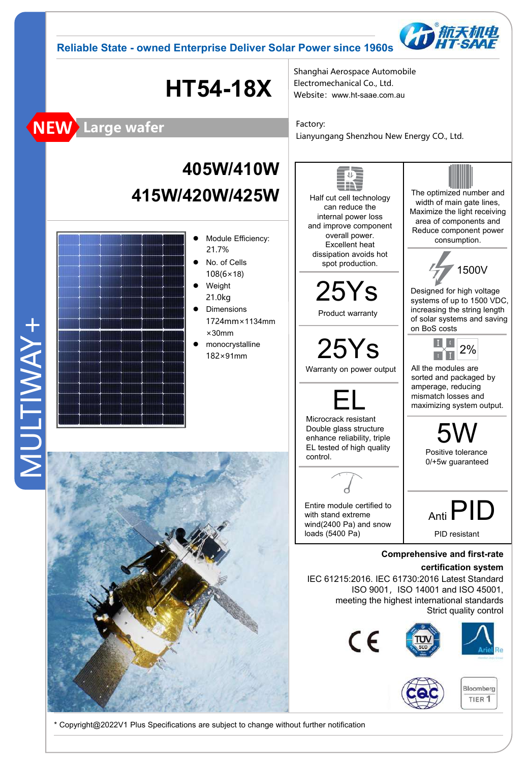Reliable State - owned Enterprise Deliver Solar Power since 1960s

航天机电 HT-SAAE

# HT54-18X

Shanghai Aerospace Automobile Electromechanical Co., Ltd.
Website：www.ht-saae.com.au

**NEW** Large wafer

Factory:
Lianyungang Shenzhou New Energy CO., Ltd.

## 405W/410W 415W/420W/425W

- Module Efficiency: 21.7%
- No. of Cells 108(6×18)
- Weight 21.0kg
- Dimensions 1724mm×1134mm ×30mm
- monocrystalline 182×91mm

MULTIWAY+

Half cut cell technology can reduce the internal power loss and improve component overall power. Excellent heat dissipation avoids hot spot production.

The optimized number and width of main gate lines, Maximize the light receiving area of components and Reduce component power consumption.

**25Ys**
Product warranty

**1500V**
Designed for high voltage systems of up to 1500 VDC, increasing the string length of solar systems and saving on BoS costs

**25Ys**
Warranty on power output

**2%**
All the modules are sorted and packaged by amperage, reducing mismatch losses and maximizing system output.

**EL**
Microcrack resistant Double glass structure enhance reliability, triple EL tested of high quality control.

**5W**
Positive tolerance 0/+5w guaranteed

Entire module certified to with stand extreme wind(2400 Pa) and snow loads (5400 Pa)

**Anti PID**
PID resistant

**Comprehensive and first-rate certification system**

IEC 61215:2016. IEC 61730:2016 Latest Standard
ISO 9001，ISO 14001 and ISO 45001,
meeting the highest international standards
Strict quality control

CE TÜV SÜD ArielRe CQC Bloomberg TIER 1

\* Copyright@2022V1 Plus Specifications are subject to change without further notification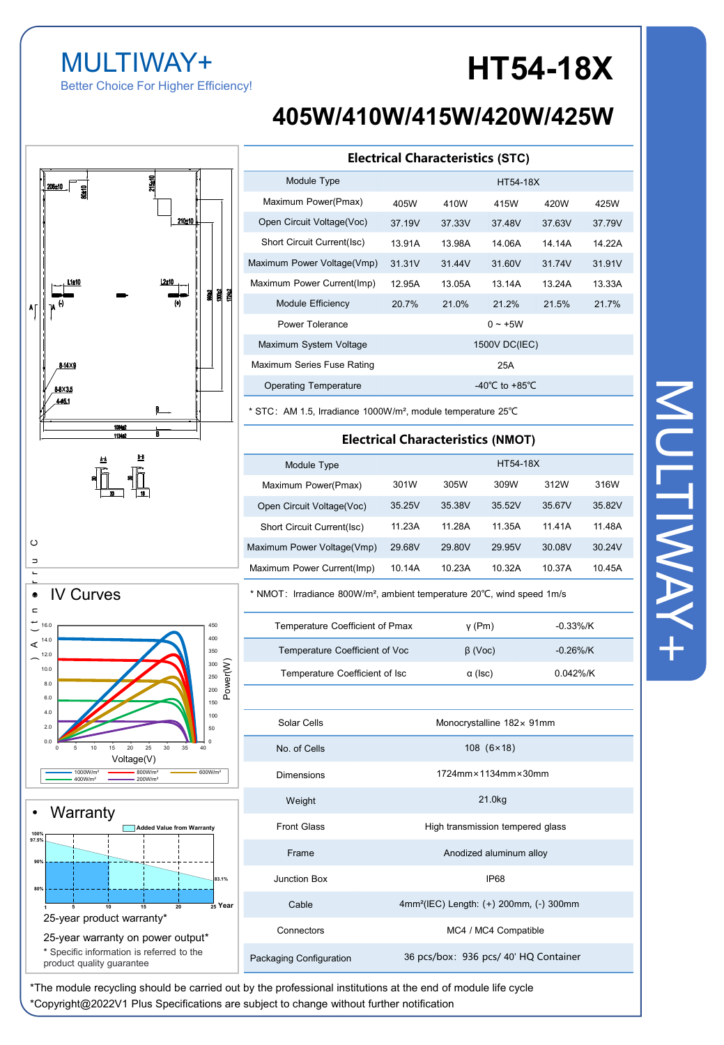# MULTIWAY+

Better Choice For Higher Efficiency!

# HT54-18X

## 405W/410W/415W/420W/425W

### Electrical Characteristics (STC)

| Module Type | HT54-18X | | | | |
|---|---|---|---|---|---|
| Maximum Power(Pmax) | 405W | 410W | 415W | 420W | 425W |
| Open Circuit Voltage(Voc) | 37.19V | 37.33V | 37.48V | 37.63V | 37.79V |
| Short Circuit Current(Isc) | 13.91A | 13.98A | 14.06A | 14.14A | 14.22A |
| Maximum Power Voltage(Vmp) | 31.31V | 31.44V | 31.60V | 31.74V | 31.91V |
| Maximum Power Current(Imp) | 12.95A | 13.05A | 13.14A | 13.24A | 13.33A |
| Module Efficiency | 20.7% | 21.0% | 21.2% | 21.5% | 21.7% |
| Power Tolerance | 0 ~ +5W | | | | |
| Maximum System Voltage | 1500V DC(IEC) | | | | |
| Maximum Series Fuse Rating | 25A | | | | |
| Operating Temperature | -40℃ to +85℃ | | | | |

* STC：AM 1.5, Irradiance 1000W/m², module temperature 25℃

### Electrical Characteristics (NMOT)

| Module Type | HT54-18X | | | | |
|---|---|---|---|---|---|
| Maximum Power(Pmax) | 301W | 305W | 309W | 312W | 316W |
| Open Circuit Voltage(Voc) | 35.25V | 35.38V | 35.52V | 35.67V | 35.82V |
| Short Circuit Current(Isc) | 11.23A | 11.28A | 11.35A | 11.41A | 11.48A |
| Maximum Power Voltage(Vmp) | 29.68V | 29.80V | 29.95V | 30.08V | 30.24V |
| Maximum Power Current(Imp) | 10.14A | 10.23A | 10.32A | 10.37A | 10.45A |

* NMOT：Irradiance 800W/m², ambient temperature 20℃, wind speed 1m/s

| | | |
|---|---|---|
| Temperature Coefficient of Pmax | γ (Pm) | -0.33%/K |
| Temperature Coefficient of Voc | β (Voc) | -0.26%/K |
| Temperature Coefficient of Isc | α (Isc) | 0.042%/K |

| | |
|---|---|
| Solar Cells | Monocrystalline 182× 91mm |
| No. of Cells | 108（6×18） |
| Dimensions | 1724mm×1134mm×30mm |
| Weight | 21.0kg |
| Front Glass | High transmission tempered glass |
| Frame | Anodized aluminum alloy |
| Junction Box | IP68 |
| Cable | 4mm²(IEC) Length: (+) 200mm, (-) 300mm |
| Connectors | MC4 / MC4 Compatible |
| Packaging Configuration | 36 pcs/box：936 pcs/ 40' HQ Container |

- IV Curves

Current(A)
Power(W)
Voltage(V)
1000W/m²
800W/m²
600W/m²
400W/m²
200W/m²

- Warranty

Added Value from Warranty
100%
97.5%
90%
80%
83.1%
Year

25-year product warranty*

25-year warranty on power output*

* Specific information is referred to the product quality guarantee

*The module recycling should be carried out by the professional institutions at the end of module life cycle

*Copyright@2022V1 Plus Specifications are subject to change without further notification